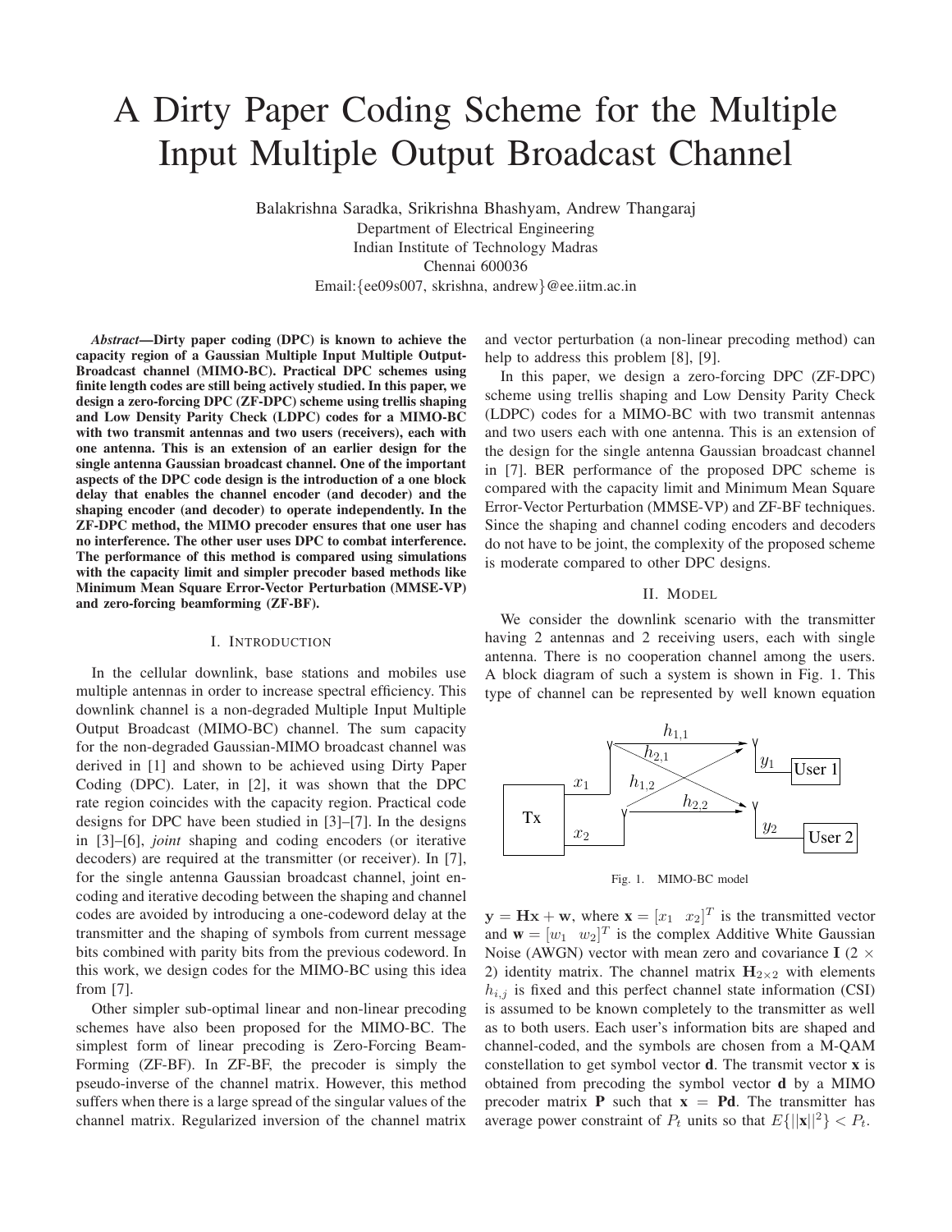# A Dirty Paper Coding Scheme for the Multiple Input Multiple Output Broadcast Channel

Balakrishna Saradka, Srikrishna Bhashyam, Andrew Thangaraj
Department of Electrical Engineering
Indian Institute of Technology Madras
Chennai 600036
Email:{ee09s007, skrishna, andrew}@ee.iitm.ac.in

***Abstract*—Dirty paper coding (DPC) is known to achieve the capacity region of a Gaussian Multiple Input Multiple Output-Broadcast channel (MIMO-BC). Practical DPC schemes using finite length codes are still being actively studied. In this paper, we design a zero-forcing DPC (ZF-DPC) scheme using trellis shaping and Low Density Parity Check (LDPC) codes for a MIMO-BC with two transmit antennas and two users (receivers), each with one antenna. This is an extension of an earlier design for the single antenna Gaussian broadcast channel. One of the important aspects of the DPC code design is the introduction of a one block delay that enables the channel encoder (and decoder) and the shaping encoder (and decoder) to operate independently. In the ZF-DPC method, the MIMO precoder ensures that one user has no interference. The other user uses DPC to combat interference. The performance of this method is compared using simulations with the capacity limit and simpler precoder based methods like Minimum Mean Square Error-Vector Perturbation (MMSE-VP) and zero-forcing beamforming (ZF-BF).**

## I. Introduction

In the cellular downlink, base stations and mobiles use multiple antennas in order to increase spectral efficiency. This downlink channel is a non-degraded Multiple Input Multiple Output Broadcast (MIMO-BC) channel. The sum capacity for the non-degraded Gaussian-MIMO broadcast channel was derived in [1] and shown to be achieved using Dirty Paper Coding (DPC). Later, in [2], it was shown that the DPC rate region coincides with the capacity region. Practical code designs for DPC have been studied in [3]–[7]. In the designs in [3]–[6], *joint* shaping and coding encoders (or iterative decoders) are required at the transmitter (or receiver). In [7], for the single antenna Gaussian broadcast channel, joint encoding and iterative decoding between the shaping and channel codes are avoided by introducing a one-codeword delay at the transmitter and the shaping of symbols from current message bits combined with parity bits from the previous codeword. In this work, we design codes for the MIMO-BC using this idea from [7].

Other simpler sub-optimal linear and non-linear precoding schemes have also been proposed for the MIMO-BC. The simplest form of linear precoding is Zero-Forcing Beam-Forming (ZF-BF). In ZF-BF, the precoder is simply the pseudo-inverse of the channel matrix. However, this method suffers when there is a large spread of the singular values of the channel matrix. Regularized inversion of the channel matrix and vector perturbation (a non-linear precoding method) can help to address this problem [8], [9].

In this paper, we design a zero-forcing DPC (ZF-DPC) scheme using trellis shaping and Low Density Parity Check (LDPC) codes for a MIMO-BC with two transmit antennas and two users each with one antenna. This is an extension of the design for the single antenna Gaussian broadcast channel in [7]. BER performance of the proposed DPC scheme is compared with the capacity limit and Minimum Mean Square Error-Vector Perturbation (MMSE-VP) and ZF-BF techniques. Since the shaping and channel coding encoders and decoders do not have to be joint, the complexity of the proposed scheme is moderate compared to other DPC designs.

## II. Model

We consider the downlink scenario with the transmitter having 2 antennas and 2 receiving users, each with single antenna. There is no cooperation channel among the users. A block diagram of such a system is shown in Fig. 1. This type of channel can be represented by well known equation

Fig. 1. MIMO-BC model

$\mathbf{y} = \mathbf{H}\mathbf{x} + \mathbf{w}$, where $\mathbf{x} = [x_1 \;\; x_2]^T$ is the transmitted vector and $\mathbf{w} = [w_1 \;\; w_2]^T$ is the complex Additive White Gaussian Noise (AWGN) vector with mean zero and covariance $\mathbf{I}$ ($2 \times 2$) identity matrix. The channel matrix $\mathbf{H}_{2\times 2}$ with elements $h_{i,j}$ is fixed and this perfect channel state information (CSI) is assumed to be known completely to the transmitter as well as to both users. Each user's information bits are shaped and channel-coded, and the symbols are chosen from a M-QAM constellation to get symbol vector $\mathbf{d}$. The transmit vector $\mathbf{x}$ is obtained from precoding the symbol vector $\mathbf{d}$ by a MIMO precoder matrix $\mathbf{P}$ such that $\mathbf{x} = \mathbf{P}\mathbf{d}$. The transmitter has average power constraint of $P_t$ units so that $E\{||\mathbf{x}||^2\} < P_t$.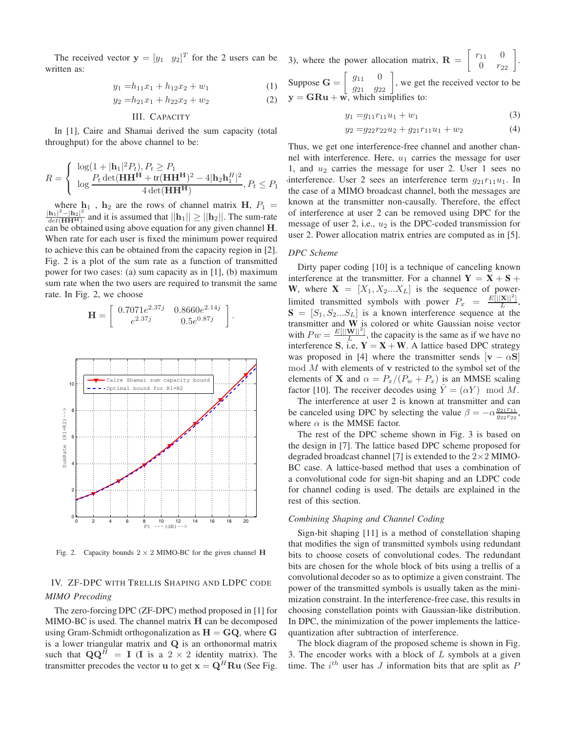The received vector $\mathbf{y} = [y_1 \quad y_2]^T$ for the 2 users can be written as:

$$y_1 = h_{11}x_1 + h_{12}x_2 + w_1 \tag{1}$$

$$y_2 = h_{21}x_1 + h_{22}x_2 + w_2 \tag{2}$$

## III. Capacity

In [1], Caire and Shamai derived the sum capacity (total throughput) for the above channel to be:

$$R = \begin{cases} \log(1 + |\mathbf{h}_1|^2 P_t), P_t \geq P_1 \\ \log \dfrac{P_t \det(\mathbf{H}\mathbf{H}^\mathbf{H} + \text{tr}(\mathbf{H}\mathbf{H}^\mathbf{H})^2 - 4|\mathbf{h}_2\mathbf{h}_1^H|^2}{4\det(\mathbf{H}\mathbf{H}^\mathbf{H})}, P_t \leq P_1 \end{cases}$$

where $\mathbf{h}_1$ , $\mathbf{h}_2$ are the rows of channel matrix $\mathbf{H}$, $P_1 = \frac{|\mathbf{h}_1|^2 - |\mathbf{h}_2|^2}{det(\mathbf{H}\mathbf{H}^\mathbf{H})}$ and it is assumed that $||\mathbf{h}_1|| \geq ||\mathbf{h}_2||$. The sum-rate can be obtained using above equation for any given channel $\mathbf{H}$. When rate for each user is fixed the minimum power required to achieve this can be obtained from the capacity region in [2]. Fig. 2 is a plot of the sum rate as a function of transmitted power for two cases: (a) sum capacity as in [1], (b) maximum sum rate when the two users are required to transmit the same rate. In Fig. 2, we choose

$$\mathbf{H} = \begin{bmatrix} 0.7071e^{2.37j} & 0.8660e^{2.14j} \\ e^{2.37j} & 0.5e^{0.87j} \end{bmatrix}.$$

Fig. 2. Capacity bounds $2 \times 2$ MIMO-BC for the given channel $\mathbf{H}$

## IV. ZF-DPC with Trellis Shaping and LDPC code

### *MIMO Precoding*

The zero-forcing DPC (ZF-DPC) method proposed in [1] for MIMO-BC is used. The channel matrix $\mathbf{H}$ can be decomposed using Gram-Schmidt orthogonalization as $\mathbf{H} = \mathbf{G}\mathbf{Q}$, where $\mathbf{G}$ is a lower triangular matrix and $\mathbf{Q}$ is an orthonormal matrix such that $\mathbf{Q}\mathbf{Q}^H = \mathbf{I}$ ($\mathbf{I}$ is a $2 \times 2$ identity matrix). The transmitter precodes the vector $\mathbf{u}$ to get $\mathbf{x} = \mathbf{Q}^H\mathbf{R}\mathbf{u}$ (See Fig. 3), where the power allocation matrix, $\mathbf{R} = \begin{bmatrix} r_{11} & 0 \\ 0 & r_{22} \end{bmatrix}$.

Suppose $\mathbf{G} = \begin{bmatrix} g_{11} & 0 \\ g_{21} & g_{22} \end{bmatrix}$, we get the received vector to be $\mathbf{y} = \mathbf{G}\mathbf{R}\mathbf{u} + \mathbf{w}$, which simplifies to:

$$y_1 = g_{11}r_{11}u_1 + w_1 \tag{3}$$

$$y_2 = g_{22}r_{22}u_2 + g_{21}r_{11}u_1 + w_2 \tag{4}$$

Thus, we get one interference-free channel and another channel with interference. Here, $u_1$ carries the message for user 1, and $u_2$ carries the message for user 2. User 1 sees no interference. User 2 sees an interference term $g_{21}r_{11}u_1$. In the case of a MIMO broadcast channel, both the messages are known at the transmitter non-causally. Therefore, the effect of interference at user 2 can be removed using DPC for the message of user 2, i.e., $u_2$ is the DPC-coded transmission for user 2. Power allocation matrix entries are computed as in [5].

### *DPC Scheme*

Dirty paper coding [10] is a technique of canceling known interference at the transmitter. For a channel $\mathbf{Y} = \mathbf{X} + \mathbf{S} + \mathbf{W}$, where $\mathbf{X} = [X_1, X_2...X_L]$ is the sequence of power-limited transmitted symbols with power $P_x = \frac{E[||\mathbf{X}||^2]}{L}$, $\mathbf{S} = [S_1, S_2...S_L]$ is a known interference sequence at the transmitter and $\mathbf{W}$ is colored or white Gaussian noise vector with $Pw = \frac{E[||\mathbf{W}||^2]}{L}$, the capacity is the same as if we have no interference $\mathbf{S}$, i.e, $\mathbf{Y} = \mathbf{X} + \mathbf{W}$. A lattice based DPC strategy was proposed in [4] where the transmitter sends $[\mathbf{v} - \alpha\mathbf{S}] \mod M$ with elements of $\mathbf{v}$ restricted to the symbol set of the elements of $\mathbf{X}$ and $\alpha = P_x/(P_w + P_x)$ is an MMSE scaling factor [10]. The receiver decodes using $\hat{Y} = (\alpha Y) \mod M$.

The interference at user 2 is known at transmitter and can be canceled using DPC by selecting the value $\beta = -\alpha\frac{g_{21}r_{11}}{g_{22}r_{22}}$, where $\alpha$ is the MMSE factor.

The rest of the DPC scheme shown in Fig. 3 is based on the design in [7]. The lattice based DPC scheme proposed for degraded broadcast channel [7] is extended to the $2\times2$ MIMO-BC case. A lattice-based method that uses a combination of a convolutional code for sign-bit shaping and an LDPC code for channel coding is used. The details are explained in the rest of this section.

### *Combining Shaping and Channel Coding*

Sign-bit shaping [11] is a method of constellation shaping that modifies the sign of transmitted symbols using redundant bits to choose cosets of convolutional codes. The redundant bits are chosen for the whole block of bits using a trellis of a convolutional decoder so as to optimize a given constraint. The power of the transmitted symbols is usually taken as the minimization constraint. In the interference-free case, this results in choosing constellation points with Gaussian-like distribution. In DPC, the minimization of the power implements the lattice-quantization after subtraction of interference.

The block diagram of the proposed scheme is shown in Fig. 3. The encoder works with a block of $L$ symbols at a given time. The $i^{th}$ user has $J$ information bits that are split as $P$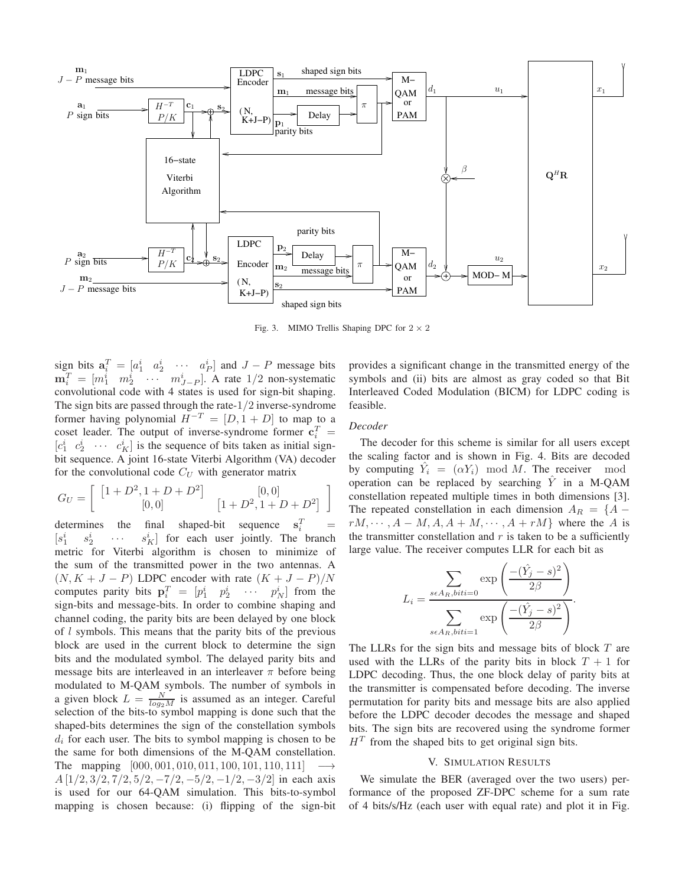Fig. 3. MIMO Trellis Shaping DPC for $2 \times 2$

sign bits $\mathbf{a}_i^T = [a_1^i \quad a_2^i \quad \cdots \quad a_P^i]$ and $J - P$ message bits $\mathbf{m}_i^T = [m_1^i \quad m_2^i \quad \cdots \quad m_{J-P}^i]$. A rate $1/2$ non-systematic convolutional code with 4 states is used for sign-bit shaping. The sign bits are passed through the rate-$1/2$ inverse-syndrome former having polynomial $H^{-T} = [D, 1 + D]$ to map to a coset leader. The output of inverse-syndrome former $\mathbf{c}_i^T = [c_1^i \;\; c_2^i \;\; \cdots \;\; c_K^i]$ is the sequence of bits taken as initial sign-bit sequence. A joint 16-state Viterbi Algorithm (VA) decoder for the convolutional code $C_U$ with generator matrix

$$G_U = \begin{bmatrix} [1 + D^2, 1 + D + D^2] & [0, 0] \\ [0, 0] & [1 + D^2, 1 + D + D^2] \end{bmatrix}$$

determines the final shaped-bit sequence $\mathbf{s}_i^T = [s_1^i \quad s_2^i \quad \cdots \quad s_K^i]$ for each user jointly. The branch metric for Viterbi algorithm is chosen to minimize of the sum of the transmitted power in the two antennas. A $(N, K + J - P)$ LDPC encoder with rate $(K + J - P)/N$ computes parity bits $\mathbf{p}_i^T = [p_1^i \quad p_2^i \quad \cdots \quad p_N^i]$ from the sign-bits and message-bits. In order to combine shaping and channel coding, the parity bits are been delayed by one block of $l$ symbols. This means that the parity bits of the previous block are used in the current block to determine the sign bits and the modulated symbol. The delayed parity bits and message bits are interleaved in an interleaver $\pi$ before being modulated to M-QAM symbols. The number of symbols in a given block $L = \frac{N}{log_2 M}$ is assumed as an integer. Careful selection of the bits-to symbol mapping is done such that the shaped-bits determines the sign of the constellation symbols $d_i$ for each user. The bits to symbol mapping is chosen to be the same for both dimensions of the M-QAM constellation. The mapping $[000, 001, 010, 011, 100, 101, 110, 111] \longrightarrow A[1/2, 3/2, 7/2, 5/2, -7/2, -5/2, -1/2, -3/2]$ in each axis is used for our 64-QAM simulation. This bits-to-symbol mapping is chosen because: (i) flipping of the sign-bit provides a significant change in the transmitted energy of the symbols and (ii) bits are almost as gray coded so that Bit Interleaved Coded Modulation (BICM) for LDPC coding is feasible.

*Decoder*

The decoder for this scheme is similar for all users except the scaling factor and is shown in Fig. 4. Bits are decoded by computing $\hat{Y}_i = (\alpha Y_i) \mod M$. The receiver $\mod$ operation can be replaced by searching $\hat{Y}$ in a M-QAM constellation repeated multiple times in both dimensions [3]. The repeated constellation in each dimension $A_R = \{A - rM, \cdots, A - M, A, A + M, \cdots, A + rM\}$ where the $A$ is the transmitter constellation and $r$ is taken to be a sufficiently large value. The receiver computes LLR for each bit as

$$L_i = \frac{\displaystyle\sum_{s \epsilon A_R, biti=0} \exp\left(\frac{-(\hat{Y}_j - s)^2}{2\beta}\right)}{\displaystyle\sum_{s \epsilon A_R, biti=1} \exp\left(\frac{-(\hat{Y}_j - s)^2}{2\beta}\right)}.$$

The LLRs for the sign bits and message bits of block $T$ are used with the LLRs of the parity bits in block $T + 1$ for LDPC decoding. Thus, the one block delay of parity bits at the transmitter is compensated before decoding. The inverse permutation for parity bits and message bits are also applied before the LDPC decoder decodes the message and shaped bits. The sign bits are recovered using the syndrome former $H^T$ from the shaped bits to get original sign bits.

## V. Simulation Results

We simulate the BER (averaged over the two users) performance of the proposed ZF-DPC scheme for a sum rate of 4 bits/s/Hz (each user with equal rate) and plot it in Fig.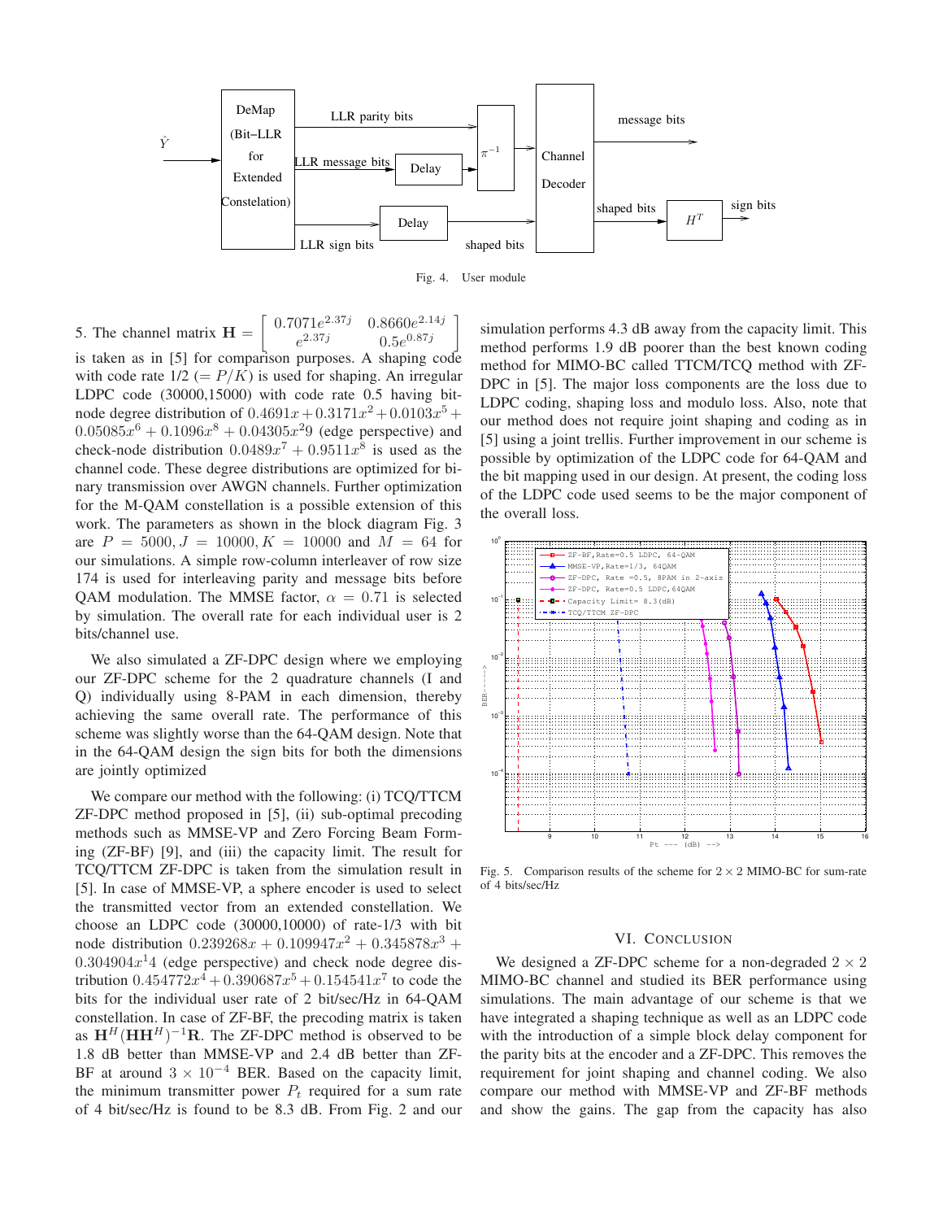Fig. 4. User module

5. The channel matrix $\mathbf{H} = \begin{bmatrix} 0.7071e^{2.37j} & 0.8660e^{2.14j} \\ e^{2.37j} & 0.5e^{0.87j} \end{bmatrix}$ is taken as in [5] for comparison purposes. A shaping code with code rate 1/2 ($= P/K$) is used for shaping. An irregular LDPC code (30000,15000) with code rate 0.5 having bit-node degree distribution of $0.4691x + 0.3171x^2 + 0.0103x^5 + 0.05085x^6 + 0.1096x^8 + 0.04305x^29$ (edge perspective) and check-node distribution $0.0489x^7 + 0.9511x^8$ is used as the channel code. These degree distributions are optimized for binary transmission over AWGN channels. Further optimization for the M-QAM constellation is a possible extension of this work. The parameters as shown in the block diagram Fig. 3 are $P = 5000, J = 10000, K = 10000$ and $M = 64$ for our simulations. A simple row-column interleaver of row size 174 is used for interleaving parity and message bits before QAM modulation. The MMSE factor, $\alpha = 0.71$ is selected by simulation. The overall rate for each individual user is 2 bits/channel use.

We also simulated a ZF-DPC design where we employing our ZF-DPC scheme for the 2 quadrature channels (I and Q) individually using 8-PAM in each dimension, thereby achieving the same overall rate. The performance of this scheme was slightly worse than the 64-QAM design. Note that in the 64-QAM design the sign bits for both the dimensions are jointly optimized

We compare our method with the following: (i) TCQ/TTCM ZF-DPC method proposed in [5], (ii) sub-optimal precoding methods such as MMSE-VP and Zero Forcing Beam Forming (ZF-BF) [9], and (iii) the capacity limit. The result for TCQ/TTCM ZF-DPC is taken from the simulation result in [5]. In case of MMSE-VP, a sphere encoder is used to select the transmitted vector from an extended constellation. We choose an LDPC code (30000,10000) of rate-1/3 with bit node distribution $0.239268x + 0.109947x^2 + 0.345878x^3 + 0.304904x^14$ (edge perspective) and check node degree distribution $0.454772x^4 + 0.390687x^5 + 0.154541x^7$ to code the bits for the individual user rate of 2 bit/sec/Hz in 64-QAM constellation. In case of ZF-BF, the precoding matrix is taken as $\mathbf{H}^H(\mathbf{H}\mathbf{H}^H)^{-1}\mathbf{R}$. The ZF-DPC method is observed to be 1.8 dB better than MMSE-VP and 2.4 dB better than ZF-BF at around $3 \times 10^{-4}$ BER. Based on the capacity limit, the minimum transmitter power $P_t$ required for a sum rate of 4 bit/sec/Hz is found to be 8.3 dB. From Fig. 2 and our simulation performs 4.3 dB away from the capacity limit. This method performs 1.9 dB poorer than the best known coding method for MIMO-BC called TTCM/TCQ method with ZF-DPC in [5]. The major loss components are the loss due to LDPC coding, shaping loss and modulo loss. Also, note that our method does not require joint shaping and coding as in [5] using a joint trellis. Further improvement in our scheme is possible by optimization of the LDPC code for 64-QAM and the bit mapping used in our design. At present, the coding loss of the LDPC code used seems to be the major component of the overall loss.

Fig. 5. Comparison results of the scheme for $2 \times 2$ MIMO-BC for sum-rate of 4 bits/sec/Hz

## VI. Conclusion

We designed a ZF-DPC scheme for a non-degraded $2 \times 2$ MIMO-BC channel and studied its BER performance using simulations. The main advantage of our scheme is that we have integrated a shaping technique as well as an LDPC code with the introduction of a simple block delay component for the parity bits at the encoder and a ZF-DPC. This removes the requirement for joint shaping and channel coding. We also compare our method with MMSE-VP and ZF-BF methods and show the gains. The gap from the capacity has also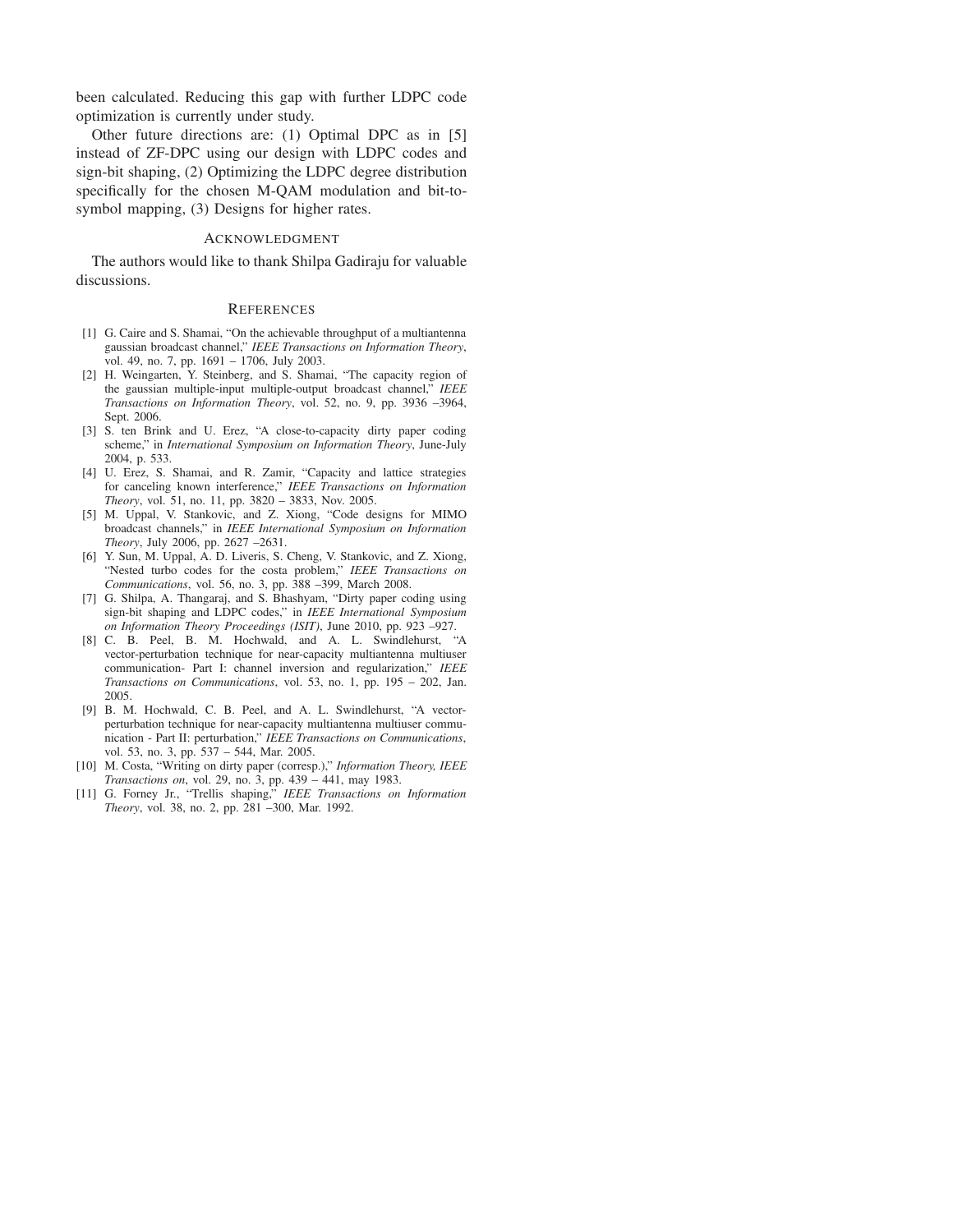been calculated. Reducing this gap with further LDPC code optimization is currently under study.

Other future directions are: (1) Optimal DPC as in [5] instead of ZF-DPC using our design with LDPC codes and sign-bit shaping, (2) Optimizing the LDPC degree distribution specifically for the chosen M-QAM modulation and bit-to-symbol mapping, (3) Designs for higher rates.

## Acknowledgment

The authors would like to thank Shilpa Gadiraju for valuable discussions.

## References

[1] G. Caire and S. Shamai, "On the achievable throughput of a multiantenna gaussian broadcast channel," *IEEE Transactions on Information Theory*, vol. 49, no. 7, pp. 1691 – 1706, July 2003.

[2] H. Weingarten, Y. Steinberg, and S. Shamai, "The capacity region of the gaussian multiple-input multiple-output broadcast channel," *IEEE Transactions on Information Theory*, vol. 52, no. 9, pp. 3936 –3964, Sept. 2006.

[3] S. ten Brink and U. Erez, "A close-to-capacity dirty paper coding scheme," in *International Symposium on Information Theory*, June-July 2004, p. 533.

[4] U. Erez, S. Shamai, and R. Zamir, "Capacity and lattice strategies for canceling known interference," *IEEE Transactions on Information Theory*, vol. 51, no. 11, pp. 3820 – 3833, Nov. 2005.

[5] M. Uppal, V. Stankovic, and Z. Xiong, "Code designs for MIMO broadcast channels," in *IEEE International Symposium on Information Theory*, July 2006, pp. 2627 –2631.

[6] Y. Sun, M. Uppal, A. D. Liveris, S. Cheng, V. Stankovic, and Z. Xiong, "Nested turbo codes for the costa problem," *IEEE Transactions on Communications*, vol. 56, no. 3, pp. 388 –399, March 2008.

[7] G. Shilpa, A. Thangaraj, and S. Bhashyam, "Dirty paper coding using sign-bit shaping and LDPC codes," in *IEEE International Symposium on Information Theory Proceedings (ISIT)*, June 2010, pp. 923 –927.

[8] C. B. Peel, B. M. Hochwald, and A. L. Swindlehurst, "A vector-perturbation technique for near-capacity multiantenna multiuser communication- Part I: channel inversion and regularization," *IEEE Transactions on Communications*, vol. 53, no. 1, pp. 195 – 202, Jan. 2005.

[9] B. M. Hochwald, C. B. Peel, and A. L. Swindlehurst, "A vector-perturbation technique for near-capacity multiantenna multiuser communication - Part II: perturbation," *IEEE Transactions on Communications*, vol. 53, no. 3, pp. 537 – 544, Mar. 2005.

[10] M. Costa, "Writing on dirty paper (corresp.)," *Information Theory, IEEE Transactions on*, vol. 29, no. 3, pp. 439 – 441, may 1983.

[11] G. Forney Jr., "Trellis shaping," *IEEE Transactions on Information Theory*, vol. 38, no. 2, pp. 281 –300, Mar. 1992.